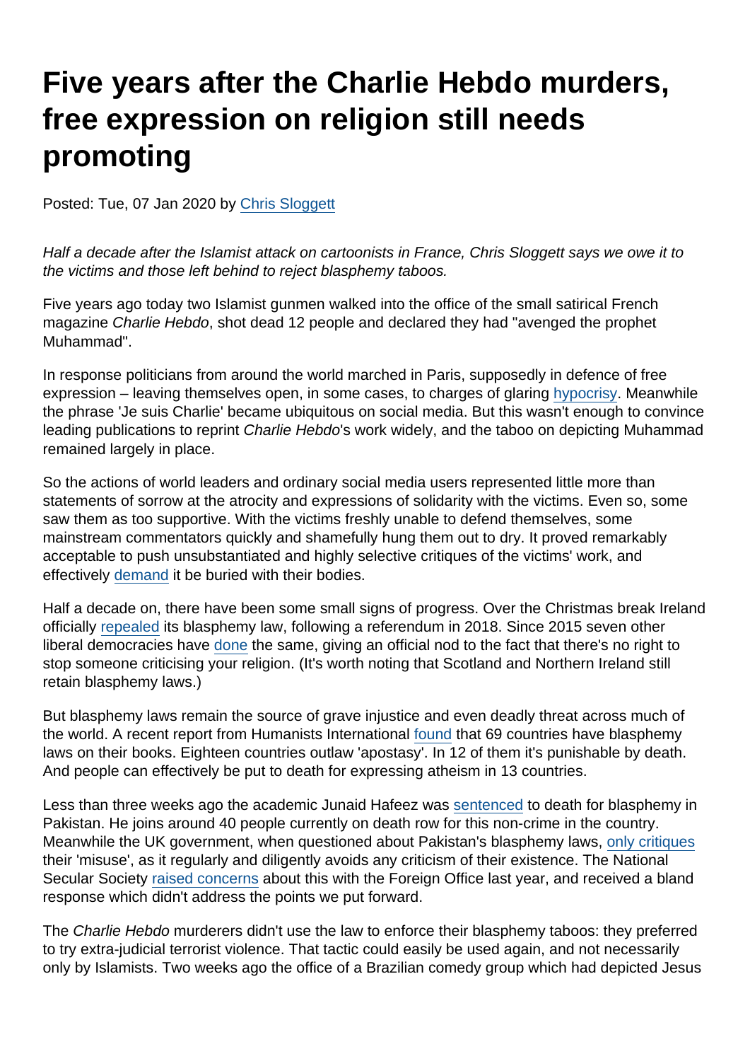# Five years after the Charlie Hebdo murders, free expression on religion still needs promoting

Posted: Tue, 07 Jan 2020 by Chris Sloggett

*Half a decade after the Islamist attack on cartoonists in France, Chris Sloggett says we owe it to the victims and those left behind to reject blasphemy taboos.*

Five years ago today two Islamist gunmen walked into the office of the small satirical French magazine *Charlie Hebdo*, shot dead 12 people and declared they had "avenged the prophet Muhammad".

In response politicians from around the world marched in Paris, supposedly in defence of free expression – leaving themselves open, in some cases, to charges of glaring hypocrisy. Meanwhile the phrase 'Je suis Charlie' became ubiquitous on social media. But this wasn't enough to convince leading publications to reprint *Charlie Hebdo*'s work widely, and the taboo on depicting Muhammad remained largely in place.

So the actions of world leaders and ordinary social media users represented little more than statements of sorrow at the atrocity and expressions of solidarity with the victims. Even so, some saw them as too supportive. With the victims freshly unable to defend themselves, some mainstream commentators quickly and shamefully hung them out to dry. It proved remarkably acceptable to push unsubstantiated and highly selective critiques of the victims' work, and effectively demand it be buried with their bodies.

Half a decade on, there have been some small signs of progress. Over the Christmas break Ireland officially repealed its blasphemy law, following a referendum in 2018. Since 2015 seven other liberal democracies have done the same, giving an official nod to the fact that there's no right to stop someone criticising your religion. (It's worth noting that Scotland and Northern Ireland still retain blasphemy laws.)

But blasphemy laws remain the source of grave injustice and even deadly threat across much of the world. A recent report from Humanists International found that 69 countries have blasphemy laws on their books. Eighteen countries outlaw 'apostasy'. In 12 of them it's punishable by death. And people can effectively be put to death for expressing atheism in 13 countries.

Less than three weeks ago the academic Junaid Hafeez was sentenced to death for blasphemy in Pakistan. He joins around 40 people currently on death row for this non-crime in the country. Meanwhile the UK government, when questioned about Pakistan's blasphemy laws, only critiques their 'misuse', as it regularly and diligently avoids any criticism of their existence. The National Secular Society raised concerns about this with the Foreign Office last year, and received a bland response which didn't address the points we put forward.

The *Charlie Hebdo* murderers didn't use the law to enforce their blasphemy taboos: they preferred to try extra-judicial terrorist violence. That tactic could easily be used again, and not necessarily only by Islamists. Two weeks ago the office of a Brazilian comedy group which had depicted Jesus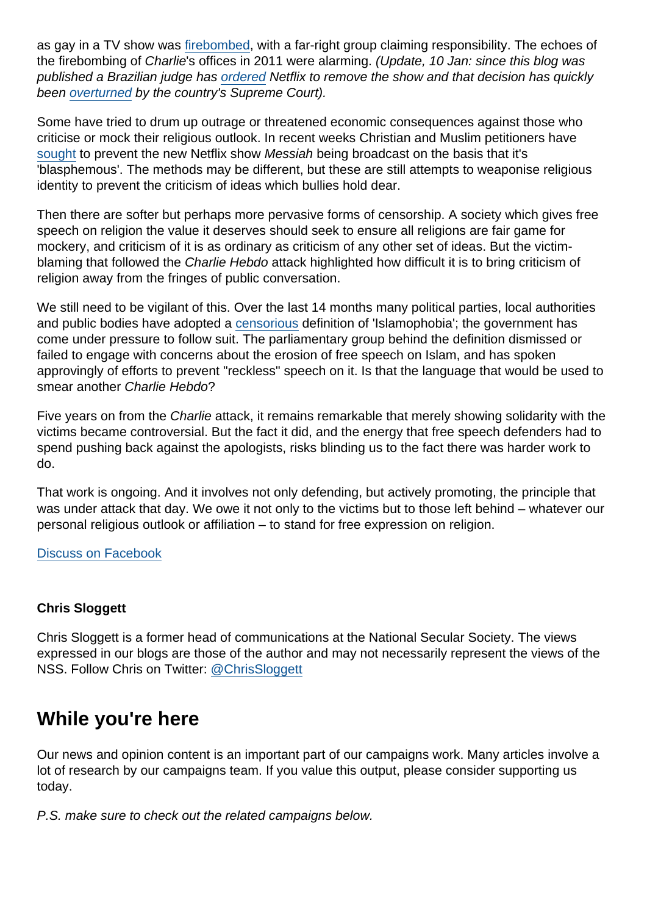as gay in a TV show was firebombed, with a far-right group claiming responsibility. The echoes of the firebombing of *Charlie*'s offices in 2011 were alarming. *(Update, 10 Jan: since this blog was published a Brazilian judge has ordered Netflix to remove the show and that decision has quickly been overturned by the country's Supreme Court).*

Some have tried to drum up outrage or threatened economic consequences against those who criticise or mock their religious outlook. In recent weeks Christian and Muslim petitioners have sought to prevent the new Netflix show *Messiah* being broadcast on the basis that it's 'blasphemous'. The methods may be different, but these are still attempts to weaponise religious identity to prevent the criticism of ideas which bullies hold dear.

Then there are softer but perhaps more pervasive forms of censorship. A society which gives free speech on religion the value it deserves should seek to ensure all religions are fair game for mockery, and criticism of it is as ordinary as criticism of any other set of ideas. But the victim-blaming that followed the *Charlie Hebdo* attack highlighted how difficult it is to bring criticism of religion away from the fringes of public conversation.

We still need to be vigilant of this. Over the last 14 months many political parties, local authorities and public bodies have adopted a censorious definition of 'Islamophobia'; the government has come under pressure to follow suit. The parliamentary group behind the definition dismissed or failed to engage with concerns about the erosion of free speech on Islam, and has spoken approvingly of efforts to prevent "reckless" speech on it. Is that the language that would be used to smear another *Charlie Hebdo*?

Five years on from the *Charlie* attack, it remains remarkable that merely showing solidarity with the victims became controversial. But the fact it did, and the energy that free speech defenders had to spend pushing back against the apologists, risks blinding us to the fact there was harder work to do.

That work is ongoing. And it involves not only defending, but actively promoting, the principle that was under attack that day. We owe it not only to the victims but to those left behind – whatever our personal religious outlook or affiliation – to stand for free expression on religion.

Discuss on Facebook

**Chris Sloggett**

Chris Sloggett is a former head of communications at the National Secular Society. The views expressed in our blogs are those of the author and may not necessarily represent the views of the NSS. Follow Chris on Twitter: @ChrisSloggett

## While you're here

Our news and opinion content is an important part of our campaigns work. Many articles involve a lot of research by our campaigns team. If you value this output, please consider supporting us today.

*P.S. make sure to check out the related campaigns below.*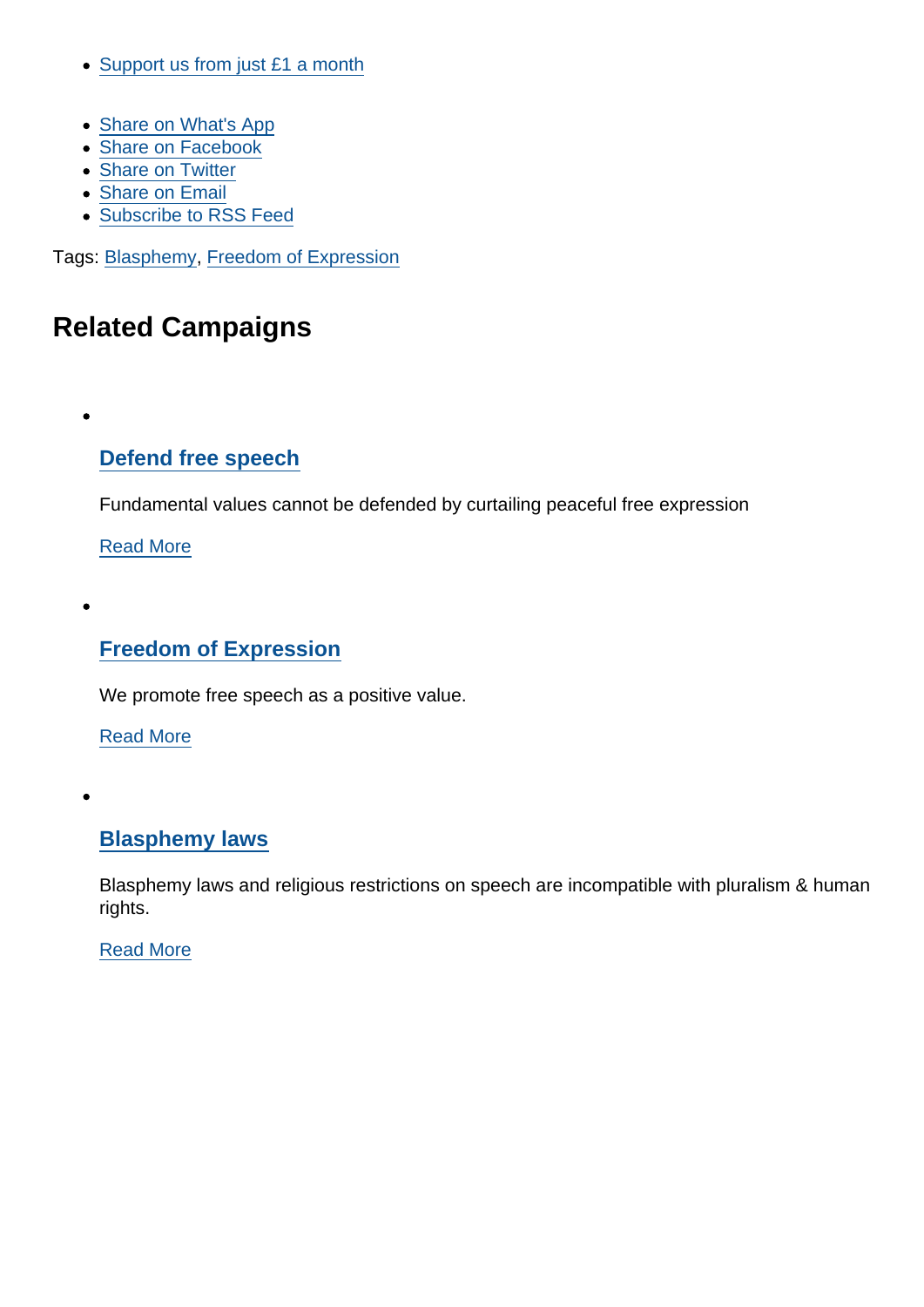- Support us from just £1 a month

- Share on What's App
- Share on Facebook
- Share on Twitter
- Share on Email
- Subscribe to RSS Feed

Tags: Blasphemy, Freedom of Expression

## Related Campaigns

- ### Defend free speech

  Fundamental values cannot be defended by curtailing peaceful free expression

  Read More

- ### Freedom of Expression

  We promote free speech as a positive value.

  Read More

- ### Blasphemy laws

  Blasphemy laws and religious restrictions on speech are incompatible with pluralism & human rights.

  Read More